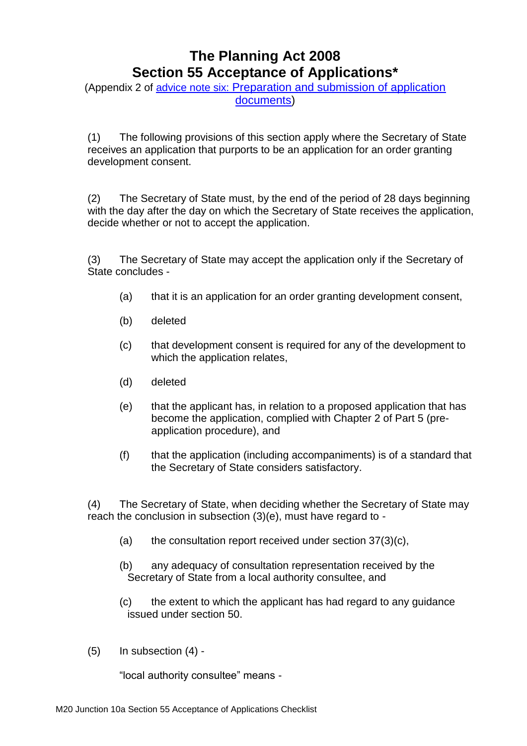# The Planning Act 2008
# Section 55 Acceptance of Applications*

(Appendix 2 of [advice note six: Preparation and submission of application documents])

(1) The following provisions of this section apply where the Secretary of State receives an application that purports to be an application for an order granting development consent.

(2) The Secretary of State must, by the end of the period of 28 days beginning with the day after the day on which the Secretary of State receives the application, decide whether or not to accept the application.

(3) The Secretary of State may accept the application only if the Secretary of State concludes -

- (a) that it is an application for an order granting development consent,
- (b) deleted
- (c) that development consent is required for any of the development to which the application relates,
- (d) deleted
- (e) that the applicant has, in relation to a proposed application that has become the application, complied with Chapter 2 of Part 5 (pre-application procedure), and
- (f) that the application (including accompaniments) is of a standard that the Secretary of State considers satisfactory.

(4) The Secretary of State, when deciding whether the Secretary of State may reach the conclusion in subsection (3)(e), must have regard to -

- (a) the consultation report received under section 37(3)(c),
- (b) any adequacy of consultation representation received by the Secretary of State from a local authority consultee, and
- (c) the extent to which the applicant has had regard to any guidance issued under section 50.

(5) In subsection (4) -

"local authority consultee" means -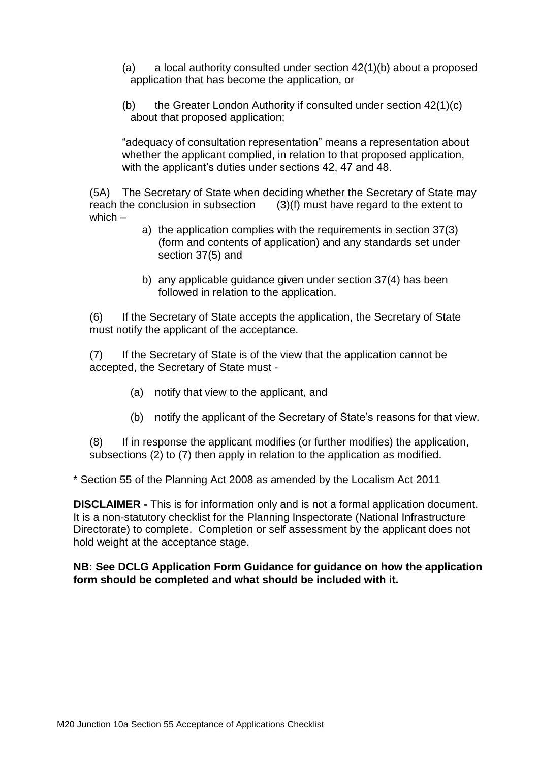(a) a local authority consulted under section 42(1)(b) about a proposed application that has become the application, or

(b) the Greater London Authority if consulted under section 42(1)(c) about that proposed application;

"adequacy of consultation representation" means a representation about whether the applicant complied, in relation to that proposed application, with the applicant's duties under sections 42, 47 and 48.

(5A) The Secretary of State when deciding whether the Secretary of State may reach the conclusion in subsection (3)(f) must have regard to the extent to which –

a) the application complies with the requirements in section 37(3) (form and contents of application) and any standards set under section 37(5) and

b) any applicable guidance given under section 37(4) has been followed in relation to the application.

(6) If the Secretary of State accepts the application, the Secretary of State must notify the applicant of the acceptance.

(7) If the Secretary of State is of the view that the application cannot be accepted, the Secretary of State must -

(a) notify that view to the applicant, and

(b) notify the applicant of the Secretary of State's reasons for that view.

(8) If in response the applicant modifies (or further modifies) the application, subsections (2) to (7) then apply in relation to the application as modified.

* Section 55 of the Planning Act 2008 as amended by the Localism Act 2011

**DISCLAIMER -** This is for information only and is not a formal application document. It is a non-statutory checklist for the Planning Inspectorate (National Infrastructure Directorate) to complete. Completion or self assessment by the applicant does not hold weight at the acceptance stage.

**NB: See DCLG Application Form Guidance for guidance on how the application form should be completed and what should be included with it.**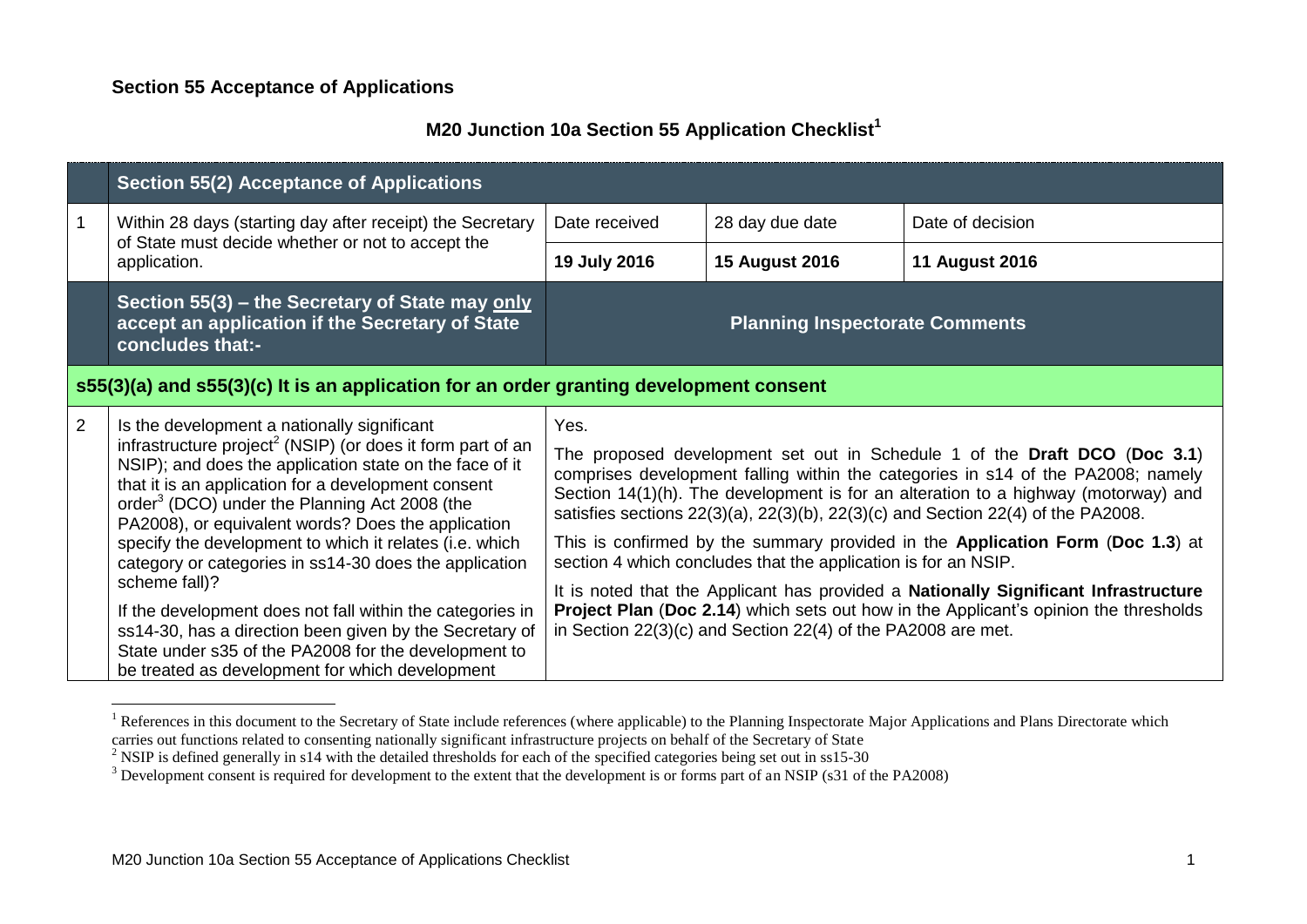## Section 55 Acceptance of Applications

### M20 Junction 10a Section 55 Application Checklist[1]

| | Section 55(2) Acceptance of Applications | | | |
|---|---|---|---|---|
| 1 | Within 28 days (starting day after receipt) the Secretary of State must decide whether or not to accept the application. | Date received | 28 day due date | Date of decision |
| | | **19 July 2016** | **15 August 2016** | **11 August 2016** |
| | **Section 55(3) – the Secretary of State may only accept an application if the Secretary of State concludes that:-** | **Planning Inspectorate Comments** | | |
| | **s55(3)(a) and s55(3)(c) It is an application for an order granting development consent** | | | |
| 2 | Is the development a nationally significant infrastructure project[2] (NSIP) (or does it form part of an NSIP); and does the application state on the face of it that it is an application for a development consent order[3] (DCO) under the Planning Act 2008 (the PA2008), or equivalent words? Does the application specify the development to which it relates (i.e. which category or categories in ss14-30 does the application scheme fall)?<br><br>If the development does not fall within the categories in ss14-30, has a direction been given by the Secretary of State under s35 of the PA2008 for the development to be treated as development for which development | Yes.<br><br>The proposed development set out in Schedule 1 of the **Draft DCO** (**Doc 3.1**) comprises development falling within the categories in s14 of the PA2008; namely Section 14(1)(h). The development is for an alteration to a highway (motorway) and satisfies sections 22(3)(a), 22(3)(b), 22(3)(c) and Section 22(4) of the PA2008.<br><br>This is confirmed by the summary provided in the **Application Form** (**Doc 1.3**) at section 4 which concludes that the application is for an NSIP.<br><br>It is noted that the Applicant has provided a **Nationally Significant Infrastructure Project Plan** (**Doc 2.14**) which sets out how in the Applicant's opinion the thresholds in Section 22(3)(c) and Section 22(4) of the PA2008 are met. | | |

[1] References in this document to the Secretary of State include references (where applicable) to the Planning Inspectorate Major Applications and Plans Directorate which carries out functions related to consenting nationally significant infrastructure projects on behalf of the Secretary of State

[2] NSIP is defined generally in s14 with the detailed thresholds for each of the specified categories being set out in ss15-30

[3] Development consent is required for development to the extent that the development is or forms part of an NSIP (s31 of the PA2008)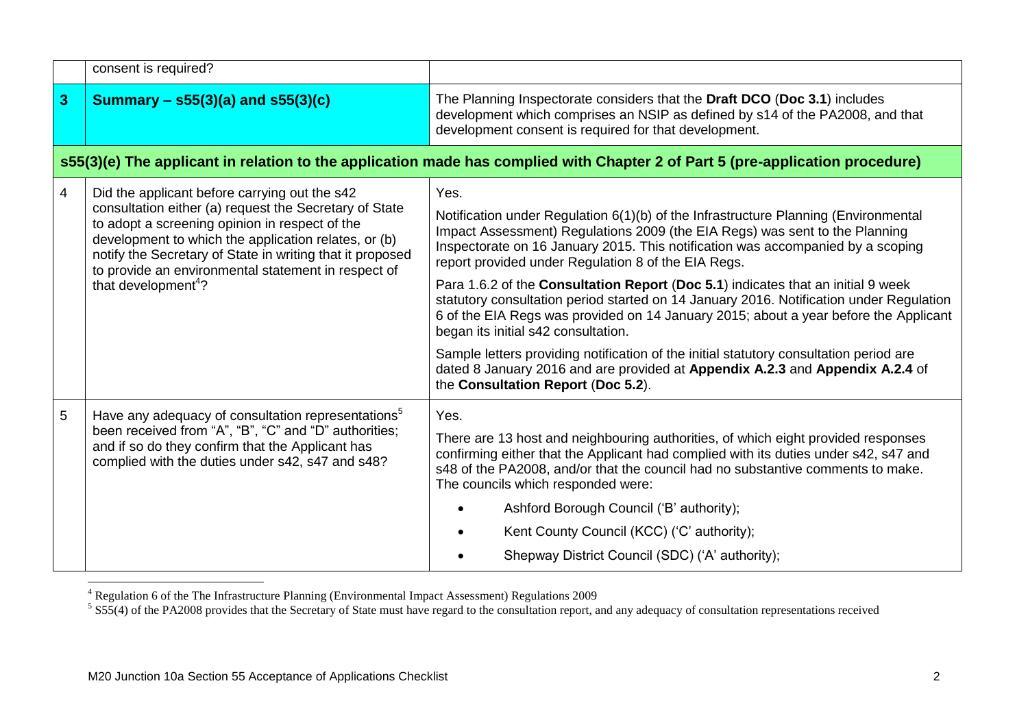| | | |
|---|---|---|
| | consent is required? | |
| **3** | **Summary – s55(3)(a) and s55(3)(c)** | The Planning Inspectorate considers that the **Draft DCO** (**Doc 3.1**) includes development which comprises an NSIP as defined by s14 of the PA2008, and that development consent is required for that development. |
| **s55(3)(e) The applicant in relation to the application made has complied with Chapter 2 of Part 5 (pre-application procedure)** | | |
| 4 | Did the applicant before carrying out the s42 consultation either (a) request the Secretary of State to adopt a screening opinion in respect of the development to which the application relates, or (b) notify the Secretary of State in writing that it proposed to provide an environmental statement in respect of that development[4]? | Yes.<br><br>Notification under Regulation 6(1)(b) of the Infrastructure Planning (Environmental Impact Assessment) Regulations 2009 (the EIA Regs) was sent to the Planning Inspectorate on 16 January 2015. This notification was accompanied by a scoping report provided under Regulation 8 of the EIA Regs.<br><br>Para 1.6.2 of the **Consultation Report** (**Doc 5.1**) indicates that an initial 9 week statutory consultation period started on 14 January 2016. Notification under Regulation 6 of the EIA Regs was provided on 14 January 2015; about a year before the Applicant began its initial s42 consultation.<br><br>Sample letters providing notification of the initial statutory consultation period are dated 8 January 2016 and are provided at **Appendix A.2.3** and **Appendix A.2.4** of the **Consultation Report** (**Doc 5.2**). |
| 5 | Have any adequacy of consultation representations[5] been received from "A", "B", "C" and "D" authorities; and if so do they confirm that the Applicant has complied with the duties under s42, s47 and s48? | Yes.<br><br>There are 13 host and neighbouring authorities, of which eight provided responses confirming either that the Applicant had complied with its duties under s42, s47 and s48 of the PA2008, and/or that the council had no substantive comments to make. The councils which responded were:<br><br>• Ashford Borough Council ('B' authority);<br>• Kent County Council (KCC) ('C' authority);<br>• Shepway District Council (SDC) ('A' authority); |

[4] Regulation 6 of the The Infrastructure Planning (Environmental Impact Assessment) Regulations 2009

[5] S55(4) of the PA2008 provides that the Secretary of State must have regard to the consultation report, and any adequacy of consultation representations received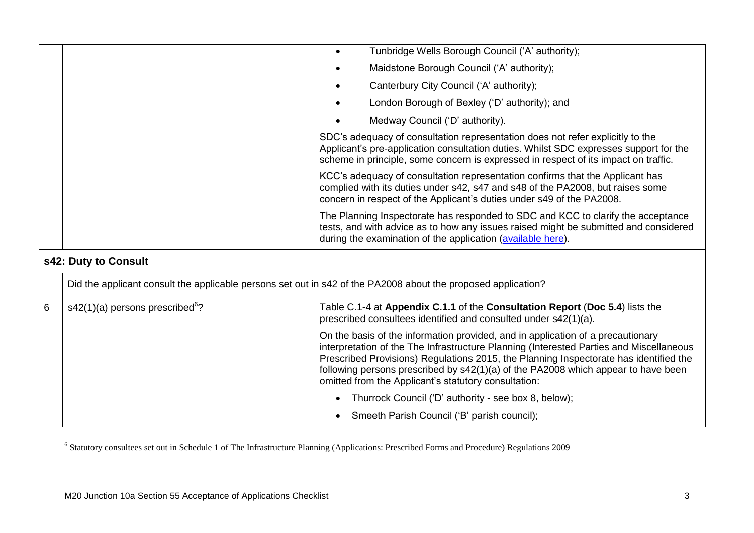| | | |
|---|---|---|
| | | • Tunbridge Wells Borough Council ('A' authority);<br>• Maidstone Borough Council ('A' authority);<br>• Canterbury City Council ('A' authority);<br>• London Borough of Bexley ('D' authority); and<br>• Medway Council ('D' authority).<br><br>SDC's adequacy of consultation representation does not refer explicitly to the Applicant's pre-application consultation duties. Whilst SDC expresses support for the scheme in principle, some concern is expressed in respect of its impact on traffic.<br><br>KCC's adequacy of consultation representation confirms that the Applicant has complied with its duties under s42, s47 and s48 of the PA2008, but raises some concern in respect of the Applicant's duties under s49 of the PA2008.<br><br>The Planning Inspectorate has responded to SDC and KCC to clarify the acceptance tests, and with advice as to how any issues raised might be submitted and considered during the examination of the application (available here). |
| **s42: Duty to Consult** | | |
| | Did the applicant consult the applicable persons set out in s42 of the PA2008 about the proposed application? | |
| 6 | s42(1)(a) persons prescribed[6]? | Table C.1-4 at **Appendix C.1.1** of the **Consultation Report** (**Doc 5.4**) lists the prescribed consultees identified and consulted under s42(1)(a).<br><br>On the basis of the information provided, and in application of a precautionary interpretation of the The Infrastructure Planning (Interested Parties and Miscellaneous Prescribed Provisions) Regulations 2015, the Planning Inspectorate has identified the following persons prescribed by s42(1)(a) of the PA2008 which appear to have been omitted from the Applicant's statutory consultation:<br><br>• Thurrock Council ('D' authority - see box 8, below);<br>• Smeeth Parish Council ('B' parish council); |

[6] Statutory consultees set out in Schedule 1 of The Infrastructure Planning (Applications: Prescribed Forms and Procedure) Regulations 2009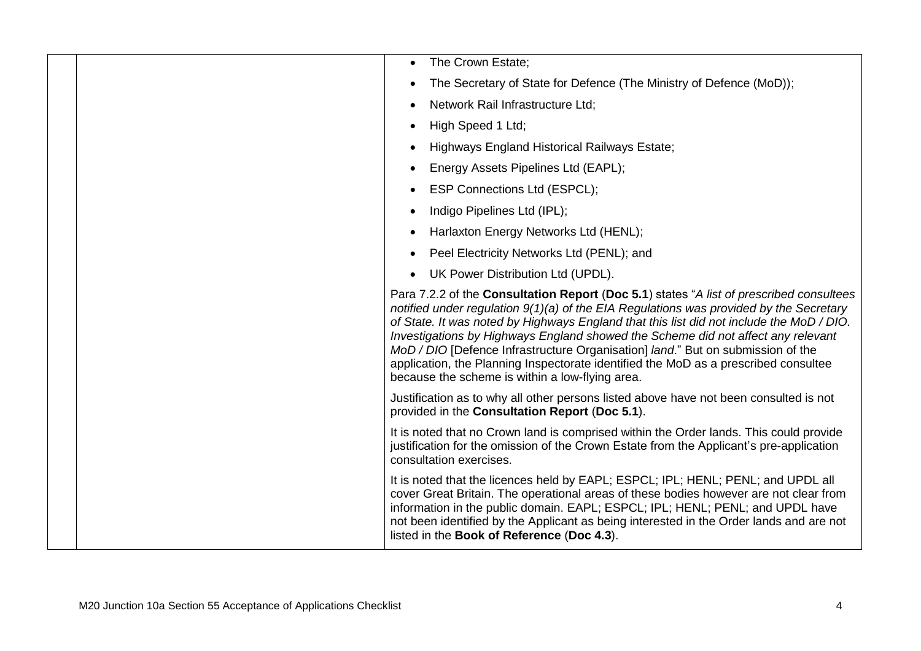| | | |
|---|---|---|
| | | • The Crown Estate;<br>• The Secretary of State for Defence (The Ministry of Defence (MoD));<br>• Network Rail Infrastructure Ltd;<br>• High Speed 1 Ltd;<br>• Highways England Historical Railways Estate;<br>• Energy Assets Pipelines Ltd (EAPL);<br>• ESP Connections Ltd (ESPCL);<br>• Indigo Pipelines Ltd (IPL);<br>• Harlaxton Energy Networks Ltd (HENL);<br>• Peel Electricity Networks Ltd (PENL); and<br>• UK Power Distribution Ltd (UPDL).<br><br>Para 7.2.2 of the **Consultation Report** (**Doc 5.1**) states "*A list of prescribed consultees notified under regulation 9(1)(a) of the EIA Regulations was provided by the Secretary of State. It was noted by Highways England that this list did not include the MoD / DIO. Investigations by Highways England showed the Scheme did not affect any relevant MoD / DIO* [Defence Infrastructure Organisation] *land*." But on submission of the application, the Planning Inspectorate identified the MoD as a prescribed consultee because the scheme is within a low-flying area.<br><br>Justification as to why all other persons listed above have not been consulted is not provided in the **Consultation Report** (**Doc 5.1**).<br><br>It is noted that no Crown land is comprised within the Order lands. This could provide justification for the omission of the Crown Estate from the Applicant's pre-application consultation exercises.<br><br>It is noted that the licences held by EAPL; ESPCL; IPL; HENL; PENL; and UPDL all cover Great Britain. The operational areas of these bodies however are not clear from information in the public domain. EAPL; ESPCL; IPL; HENL; PENL; and UPDL have not been identified by the Applicant as being interested in the Order lands and are not listed in the **Book of Reference** (**Doc 4.3**). |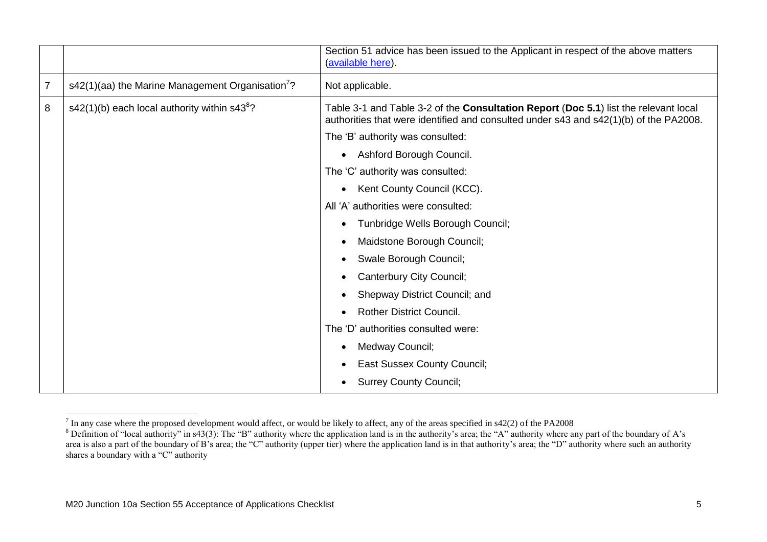| | | |
|---|---|---|
| | | Section 51 advice has been issued to the Applicant in respect of the above matters (available here). |
| 7 | s42(1)(aa) the Marine Management Organisation[7]? | Not applicable. |
| 8 | s42(1)(b) each local authority within s43[8]? | Table 3-1 and Table 3-2 of the **Consultation Report** (**Doc 5.1**) list the relevant local authorities that were identified and consulted under s43 and s42(1)(b) of the PA2008.<br>The 'B' authority was consulted:<br>• Ashford Borough Council.<br>The 'C' authority was consulted:<br>• Kent County Council (KCC).<br>All 'A' authorities were consulted:<br>• Tunbridge Wells Borough Council;<br>• Maidstone Borough Council;<br>• Swale Borough Council;<br>• Canterbury City Council;<br>• Shepway District Council; and<br>• Rother District Council.<br>The 'D' authorities consulted were:<br>• Medway Council;<br>• East Sussex County Council;<br>• Surrey County Council; |

[7] In any case where the proposed development would affect, or would be likely to affect, any of the areas specified in s42(2) of the PA2008

[8] Definition of "local authority" in s43(3): The "B" authority where the application land is in the authority's area; the "A" authority where any part of the boundary of A's area is also a part of the boundary of B's area; the "C" authority (upper tier) where the application land is in that authority's area; the "D" authority where such an authority shares a boundary with a "C" authority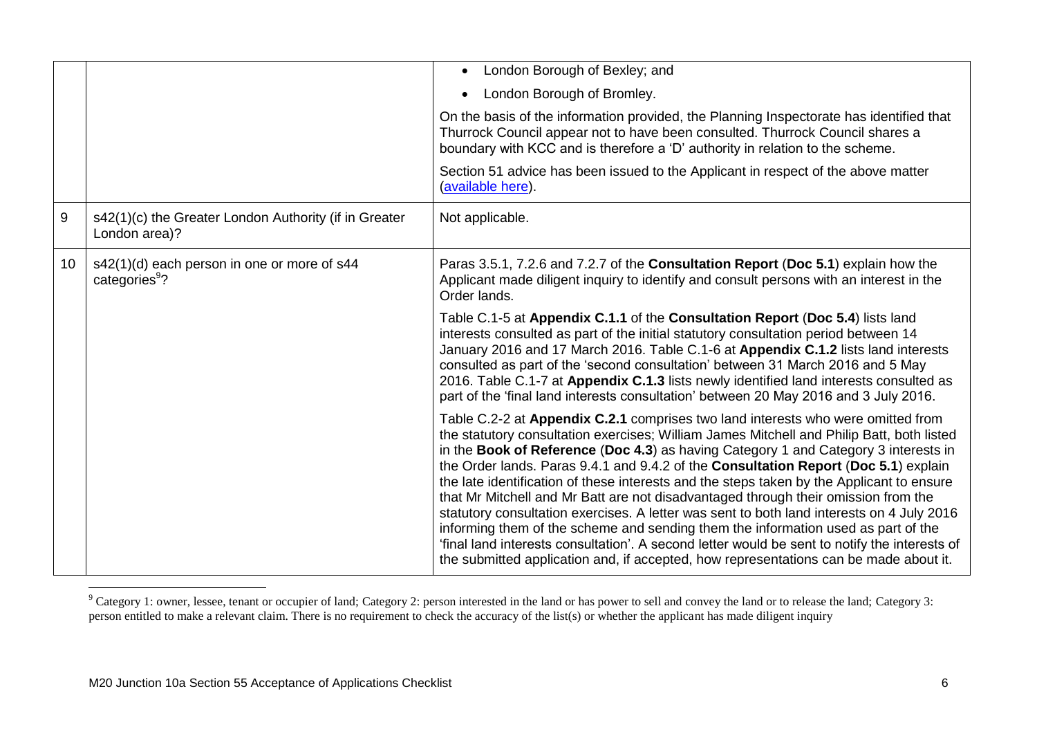| | | |
|---|---|---|
| | | • London Borough of Bexley; and<br>• London Borough of Bromley.<br><br>On the basis of the information provided, the Planning Inspectorate has identified that Thurrock Council appear not to have been consulted. Thurrock Council shares a boundary with KCC and is therefore a 'D' authority in relation to the scheme.<br><br>Section 51 advice has been issued to the Applicant in respect of the above matter (available here). |
| 9 | s42(1)(c) the Greater London Authority (if in Greater London area)? | Not applicable. |
| 10 | s42(1)(d) each person in one or more of s44 categories[9]? | Paras 3.5.1, 7.2.6 and 7.2.7 of the **Consultation Report** (**Doc 5.1**) explain how the Applicant made diligent inquiry to identify and consult persons with an interest in the Order lands.<br><br>Table C.1-5 at **Appendix C.1.1** of the **Consultation Report** (**Doc 5.4**) lists land interests consulted as part of the initial statutory consultation period between 14 January 2016 and 17 March 2016. Table C.1-6 at **Appendix C.1.2** lists land interests consulted as part of the 'second consultation' between 31 March 2016 and 5 May 2016. Table C.1-7 at **Appendix C.1.3** lists newly identified land interests consulted as part of the 'final land interests consultation' between 20 May 2016 and 3 July 2016.<br><br>Table C.2-2 at **Appendix C.2.1** comprises two land interests who were omitted from the statutory consultation exercises; William James Mitchell and Philip Batt, both listed in the **Book of Reference** (**Doc 4.3**) as having Category 1 and Category 3 interests in the Order lands. Paras 9.4.1 and 9.4.2 of the **Consultation Report** (**Doc 5.1**) explain the late identification of these interests and the steps taken by the Applicant to ensure that Mr Mitchell and Mr Batt are not disadvantaged through their omission from the statutory consultation exercises. A letter was sent to both land interests on 4 July 2016 informing them of the scheme and sending them the information used as part of the 'final land interests consultation'. A second letter would be sent to notify the interests of the submitted application and, if accepted, how representations can be made about it. |

[9] Category 1: owner, lessee, tenant or occupier of land; Category 2: person interested in the land or has power to sell and convey the land or to release the land; Category 3: person entitled to make a relevant claim. There is no requirement to check the accuracy of the list(s) or whether the applicant has made diligent inquiry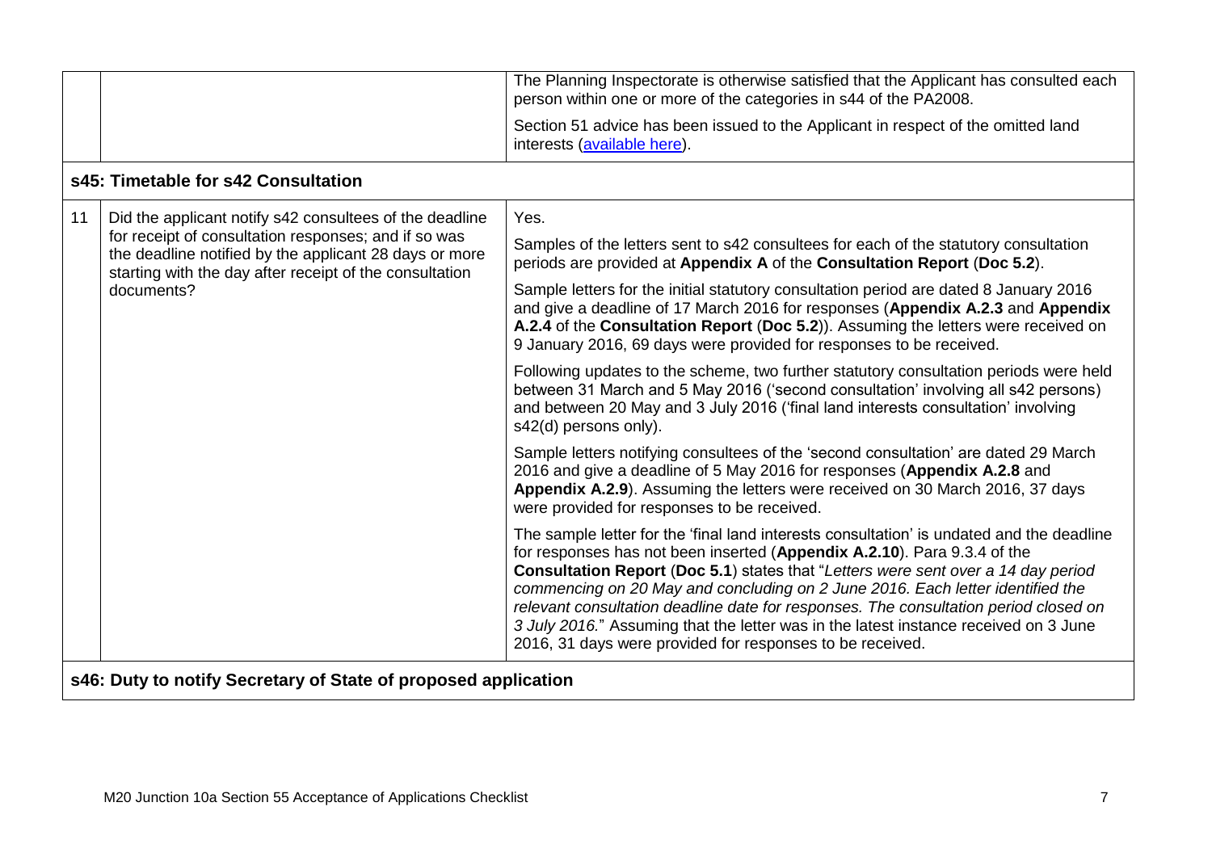| | | |
|---|---|---|
| | | The Planning Inspectorate is otherwise satisfied that the Applicant has consulted each person within one or more of the categories in s44 of the PA2008.<br><br>Section 51 advice has been issued to the Applicant in respect of the omitted land interests (available here). |
| **s45: Timetable for s42 Consultation** | | |
| 11 | Did the applicant notify s42 consultees of the deadline for receipt of consultation responses; and if so was the deadline notified by the applicant 28 days or more starting with the day after receipt of the consultation documents? | Yes.<br><br>Samples of the letters sent to s42 consultees for each of the statutory consultation periods are provided at **Appendix A** of the **Consultation Report** (**Doc 5.2**).<br><br>Sample letters for the initial statutory consultation period are dated 8 January 2016 and give a deadline of 17 March 2016 for responses (**Appendix A.2.3** and **Appendix A.2.4** of the **Consultation Report** (**Doc 5.2**)). Assuming the letters were received on 9 January 2016, 69 days were provided for responses to be received.<br><br>Following updates to the scheme, two further statutory consultation periods were held between 31 March and 5 May 2016 ('second consultation' involving all s42 persons) and between 20 May and 3 July 2016 ('final land interests consultation' involving s42(d) persons only).<br><br>Sample letters notifying consultees of the 'second consultation' are dated 29 March 2016 and give a deadline of 5 May 2016 for responses (**Appendix A.2.8** and **Appendix A.2.9**). Assuming the letters were received on 30 March 2016, 37 days were provided for responses to be received.<br><br>The sample letter for the 'final land interests consultation' is undated and the deadline for responses has not been inserted (**Appendix A.2.10**). Para 9.3.4 of the **Consultation Report** (**Doc 5.1**) states that "*Letters were sent over a 14 day period commencing on 20 May and concluding on 2 June 2016. Each letter identified the relevant consultation deadline date for responses. The consultation period closed on 3 July 2016.*" Assuming that the letter was in the latest instance received on 3 June 2016, 31 days were provided for responses to be received. |
| **s46: Duty to notify Secretary of State of proposed application** | | |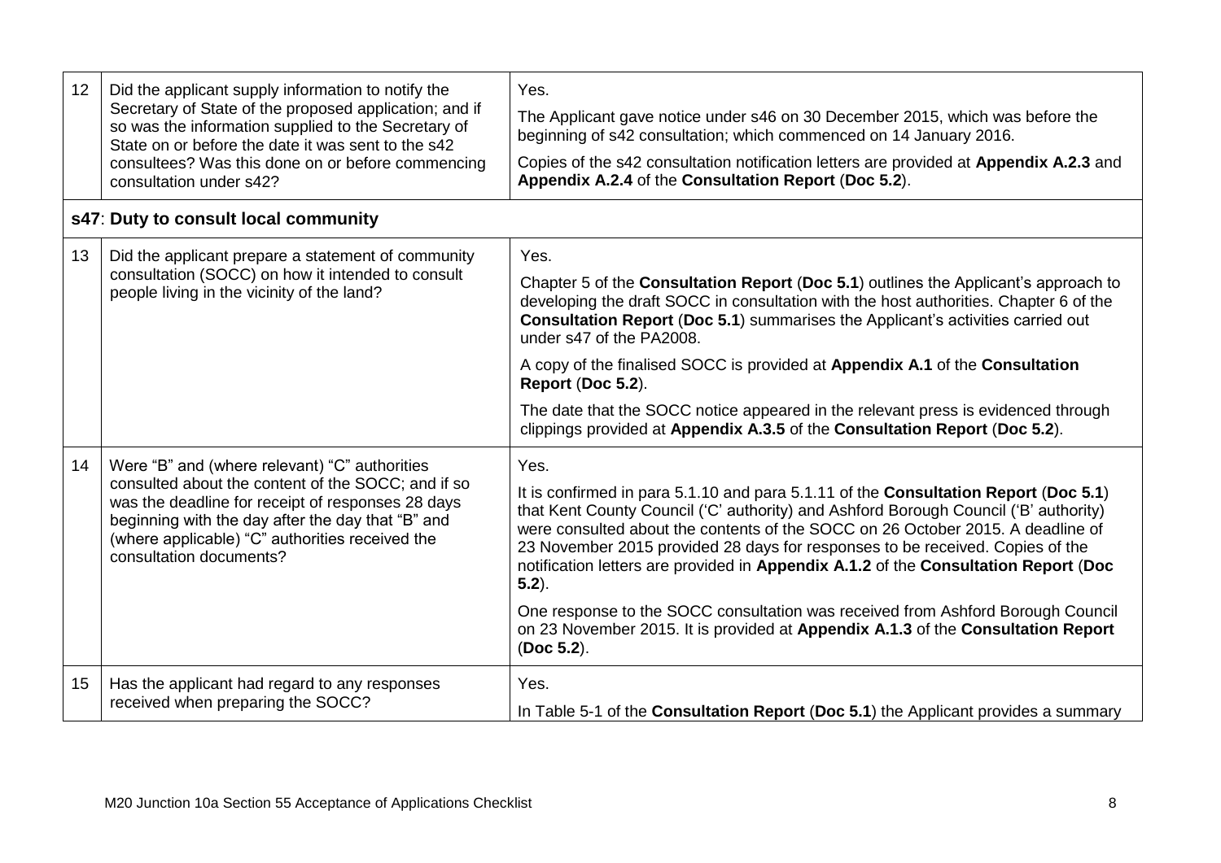| | | |
|---|---|---|
| 12 | Did the applicant supply information to notify the Secretary of State of the proposed application; and if so was the information supplied to the Secretary of State on or before the date it was sent to the s42 consultees? Was this done on or before commencing consultation under s42? | Yes.<br><br>The Applicant gave notice under s46 on 30 December 2015, which was before the beginning of s42 consultation; which commenced on 14 January 2016.<br><br>Copies of the s42 consultation notification letters are provided at **Appendix A.2.3** and **Appendix A.2.4** of the **Consultation Report** (**Doc 5.2**). |
| | **s47**: **Duty to consult local community** | |
| 13 | Did the applicant prepare a statement of community consultation (SOCC) on how it intended to consult people living in the vicinity of the land? | Yes.<br><br>Chapter 5 of the **Consultation Report** (**Doc 5.1**) outlines the Applicant's approach to developing the draft SOCC in consultation with the host authorities. Chapter 6 of the **Consultation Report** (**Doc 5.1**) summarises the Applicant's activities carried out under s47 of the PA2008.<br><br>A copy of the finalised SOCC is provided at **Appendix A.1** of the **Consultation Report** (**Doc 5.2**).<br><br>The date that the SOCC notice appeared in the relevant press is evidenced through clippings provided at **Appendix A.3.5** of the **Consultation Report** (**Doc 5.2**). |
| 14 | Were "B" and (where relevant) "C" authorities consulted about the content of the SOCC; and if so was the deadline for receipt of responses 28 days beginning with the day after the day that "B" and (where applicable) "C" authorities received the consultation documents? | Yes.<br><br>It is confirmed in para 5.1.10 and para 5.1.11 of the **Consultation Report** (**Doc 5.1**) that Kent County Council ('C' authority) and Ashford Borough Council ('B' authority) were consulted about the contents of the SOCC on 26 October 2015. A deadline of 23 November 2015 provided 28 days for responses to be received. Copies of the notification letters are provided in **Appendix A.1.2** of the **Consultation Report** (**Doc 5.2**).<br><br>One response to the SOCC consultation was received from Ashford Borough Council on 23 November 2015. It is provided at **Appendix A.1.3** of the **Consultation Report** (**Doc 5.2**). |
| 15 | Has the applicant had regard to any responses received when preparing the SOCC? | Yes.<br><br>In Table 5-1 of the **Consultation Report** (**Doc 5.1**) the Applicant provides a summary |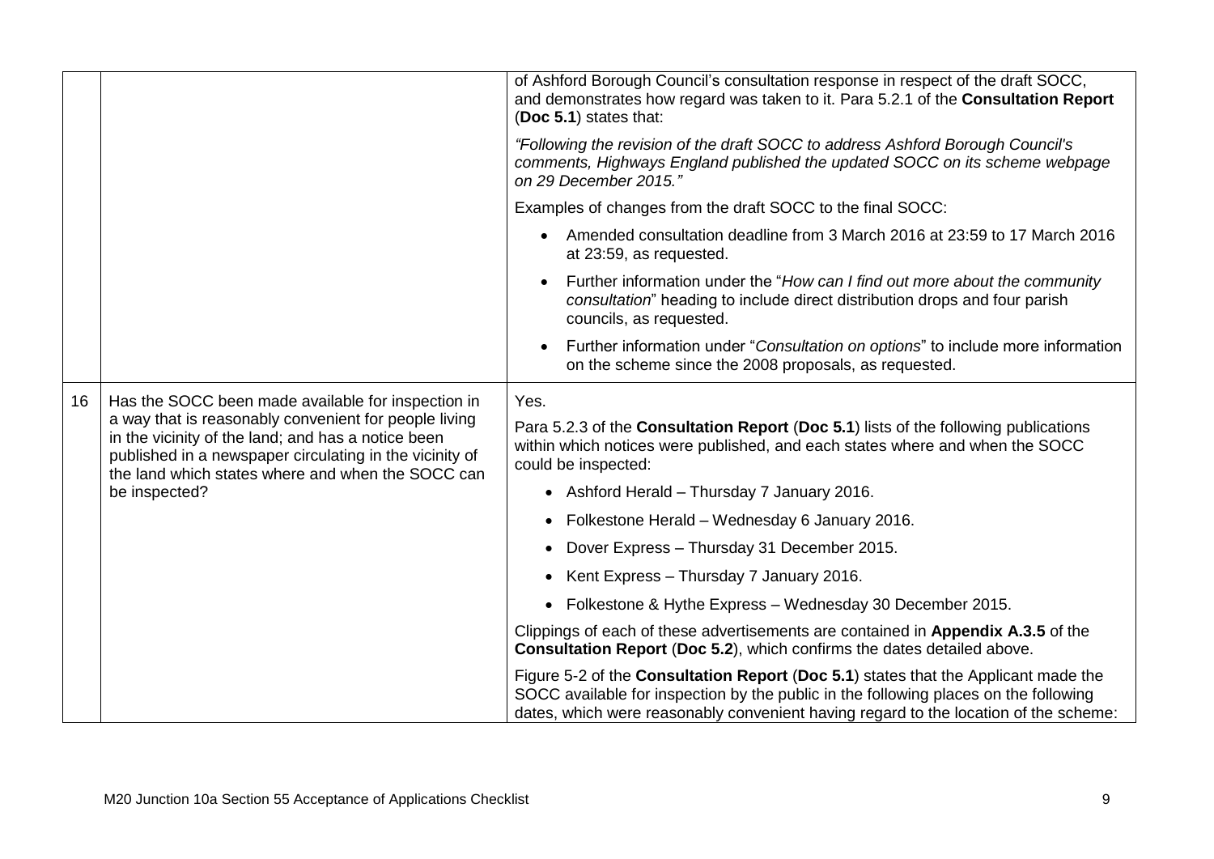| | | |
|---|---|---|
| | | of Ashford Borough Council's consultation response in respect of the draft SOCC, and demonstrates how regard was taken to it. Para 5.2.1 of the **Consultation Report** (**Doc 5.1**) states that:<br><br>*"Following the revision of the draft SOCC to address Ashford Borough Council's comments, Highways England published the updated SOCC on its scheme webpage on 29 December 2015."*<br><br>Examples of changes from the draft SOCC to the final SOCC:<br><br>• Amended consultation deadline from 3 March 2016 at 23:59 to 17 March 2016 at 23:59, as requested.<br>• Further information under the "*How can I find out more about the community consultation*" heading to include direct distribution drops and four parish councils, as requested.<br>• Further information under "*Consultation on options*" to include more information on the scheme since the 2008 proposals, as requested. |
| 16 | Has the SOCC been made available for inspection in a way that is reasonably convenient for people living in the vicinity of the land; and has a notice been published in a newspaper circulating in the vicinity of the land which states where and when the SOCC can be inspected? | Yes.<br><br>Para 5.2.3 of the **Consultation Report** (**Doc 5.1**) lists of the following publications within which notices were published, and each states where and when the SOCC could be inspected:<br><br>• Ashford Herald – Thursday 7 January 2016.<br>• Folkestone Herald – Wednesday 6 January 2016.<br>• Dover Express – Thursday 31 December 2015.<br>• Kent Express – Thursday 7 January 2016.<br>• Folkestone & Hythe Express – Wednesday 30 December 2015.<br><br>Clippings of each of these advertisements are contained in **Appendix A.3.5** of the **Consultation Report** (**Doc 5.2**), which confirms the dates detailed above.<br><br>Figure 5-2 of the **Consultation Report** (**Doc 5.1**) states that the Applicant made the SOCC available for inspection by the public in the following places on the following dates, which were reasonably convenient having regard to the location of the scheme: |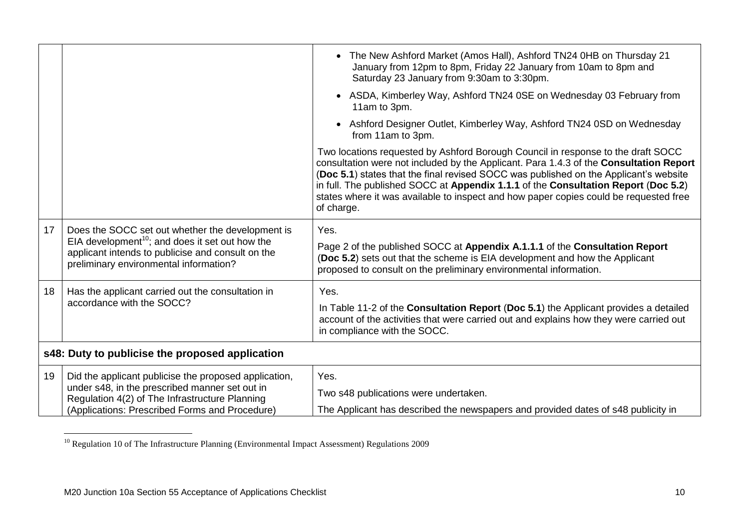| | | |
|---|---|---|
| | | • The New Ashford Market (Amos Hall), Ashford TN24 0HB on Thursday 21 January from 12pm to 8pm, Friday 22 January from 10am to 8pm and Saturday 23 January from 9:30am to 3:30pm.<br>• ASDA, Kimberley Way, Ashford TN24 0SE on Wednesday 03 February from 11am to 3pm.<br>• Ashford Designer Outlet, Kimberley Way, Ashford TN24 0SD on Wednesday from 11am to 3pm.<br><br>Two locations requested by Ashford Borough Council in response to the draft SOCC consultation were not included by the Applicant. Para 1.4.3 of the **Consultation Report** (**Doc 5.1**) states that the final revised SOCC was published on the Applicant's website in full. The published SOCC at **Appendix 1.1.1** of the **Consultation Report** (**Doc 5.2**) states where it was available to inspect and how paper copies could be requested free of charge. |
| 17 | Does the SOCC set out whether the development is EIA development[10]; and does it set out how the applicant intends to publicise and consult on the preliminary environmental information? | Yes.<br><br>Page 2 of the published SOCC at **Appendix A.1.1.1** of the **Consultation Report** (**Doc 5.2**) sets out that the scheme is EIA development and how the Applicant proposed to consult on the preliminary environmental information. |
| 18 | Has the applicant carried out the consultation in accordance with the SOCC? | Yes.<br><br>In Table 11-2 of the **Consultation Report** (**Doc 5.1**) the Applicant provides a detailed account of the activities that were carried out and explains how they were carried out in compliance with the SOCC. |
| **s48: Duty to publicise the proposed application** | | |
| 19 | Did the applicant publicise the proposed application, under s48, in the prescribed manner set out in Regulation 4(2) of The Infrastructure Planning (Applications: Prescribed Forms and Procedure) | Yes.<br><br>Two s48 publications were undertaken.<br><br>The Applicant has described the newspapers and provided dates of s48 publicity in |

[10] Regulation 10 of The Infrastructure Planning (Environmental Impact Assessment) Regulations 2009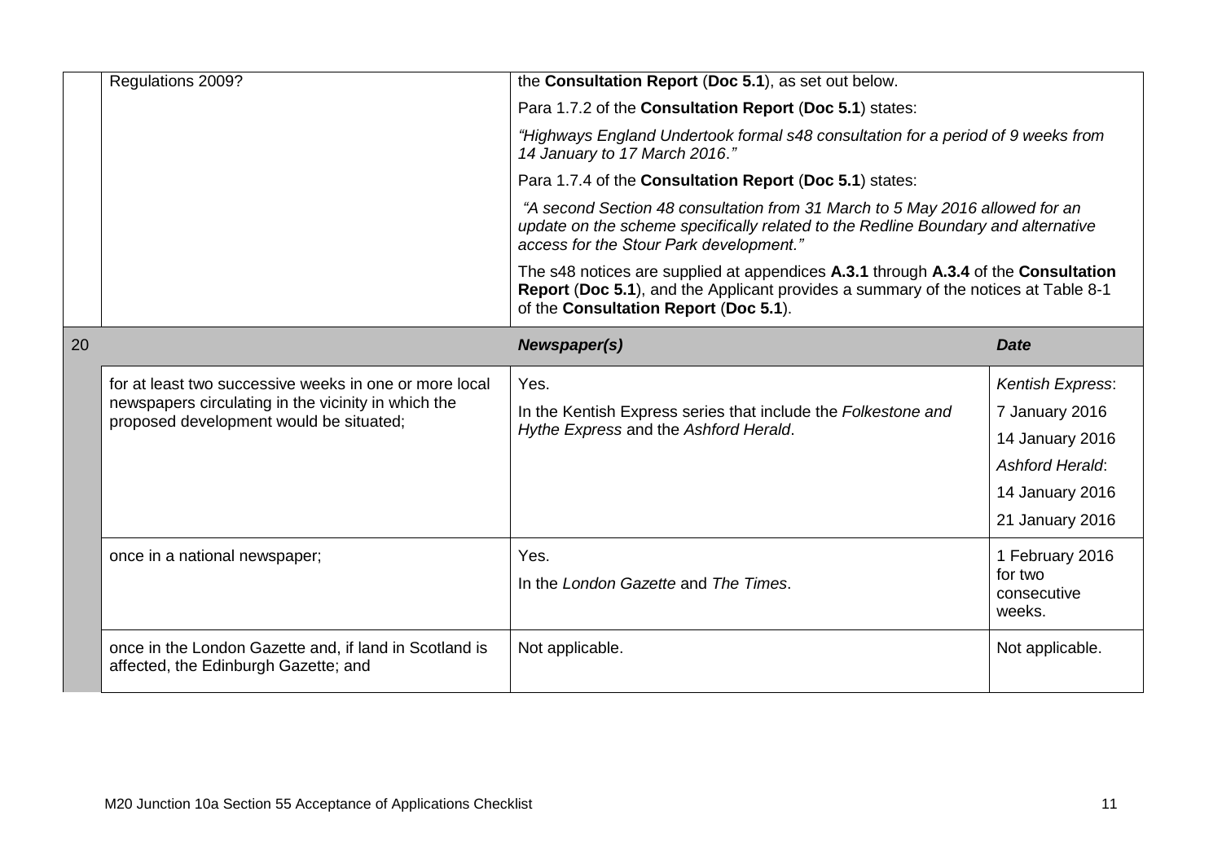| | | | |
|---|---|---|---|
| | Regulations 2009? | the **Consultation Report** (**Doc 5.1**), as set out below.<br><br>Para 1.7.2 of the **Consultation Report** (**Doc 5.1**) states:<br><br>*"Highways England Undertook formal s48 consultation for a period of 9 weeks from 14 January to 17 March 2016."*<br><br>Para 1.7.4 of the **Consultation Report** (**Doc 5.1**) states:<br><br>*"A second Section 48 consultation from 31 March to 5 May 2016 allowed for an update on the scheme specifically related to the Redline Boundary and alternative access for the Stour Park development."*<br><br>The s48 notices are supplied at appendices **A.3.1** through **A.3.4** of the **Consultation Report** (**Doc 5.1**), and the Applicant provides a summary of the notices at Table 8-1 of the **Consultation Report** (**Doc 5.1**). | |
| 20 | | ***Newspaper(s)*** | ***Date*** |
| | for at least two successive weeks in one or more local newspapers circulating in the vicinity in which the proposed development would be situated; | Yes.<br><br>In the Kentish Express series that include the *Folkestone and Hythe Express* and the *Ashford Herald*. | *Kentish Express*:<br>7 January 2016<br>14 January 2016<br>*Ashford Herald*:<br>14 January 2016<br>21 January 2016 |
| | once in a national newspaper; | Yes.<br><br>In the *London Gazette* and *The Times*. | 1 February 2016 for two consecutive weeks. |
| | once in the London Gazette and, if land in Scotland is affected, the Edinburgh Gazette; and | Not applicable. | Not applicable. |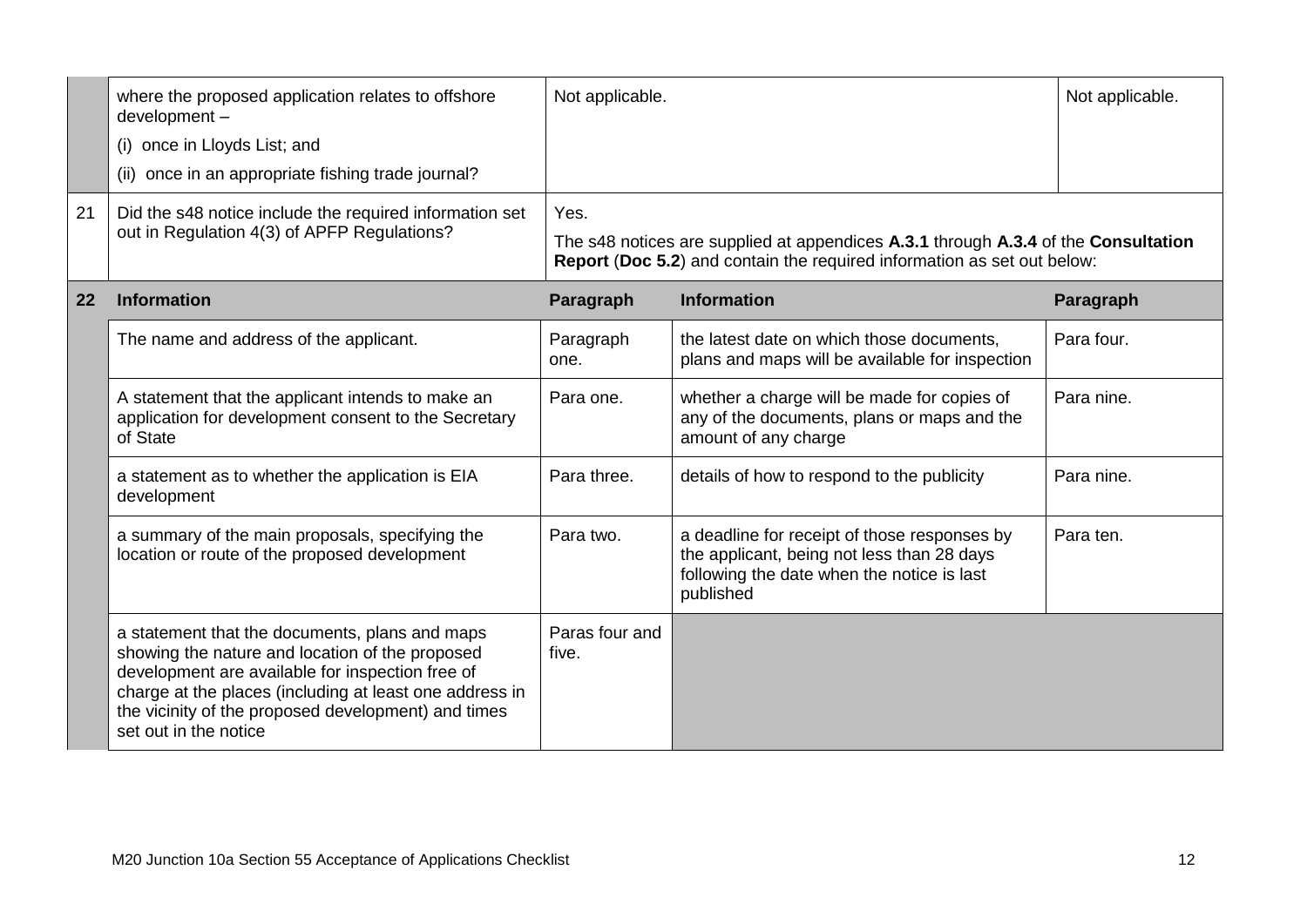| | | | | |
|---|---|---|---|---|
| | where the proposed application relates to offshore development –<br>(i) once in Lloyds List; and<br>(ii) once in an appropriate fishing trade journal? | Not applicable. | | Not applicable. |
| 21 | Did the s48 notice include the required information set out in Regulation 4(3) of APFP Regulations? | Yes.<br>The s48 notices are supplied at appendices **A.3.1** through **A.3.4** of the **Consultation Report** (**Doc 5.2**) and contain the required information as set out below: | | |
| **22** | **Information** | **Paragraph** | **Information** | **Paragraph** |
| | The name and address of the applicant. | Paragraph one. | the latest date on which those documents, plans and maps will be available for inspection | Para four. |
| | A statement that the applicant intends to make an application for development consent to the Secretary of State | Para one. | whether a charge will be made for copies of any of the documents, plans or maps and the amount of any charge | Para nine. |
| | a statement as to whether the application is EIA development | Para three. | details of how to respond to the publicity | Para nine. |
| | a summary of the main proposals, specifying the location or route of the proposed development | Para two. | a deadline for receipt of those responses by the applicant, being not less than 28 days following the date when the notice is last published | Para ten. |
| | a statement that the documents, plans and maps showing the nature and location of the proposed development are available for inspection free of charge at the places (including at least one address in the vicinity of the proposed development) and times set out in the notice | Paras four and five. | | |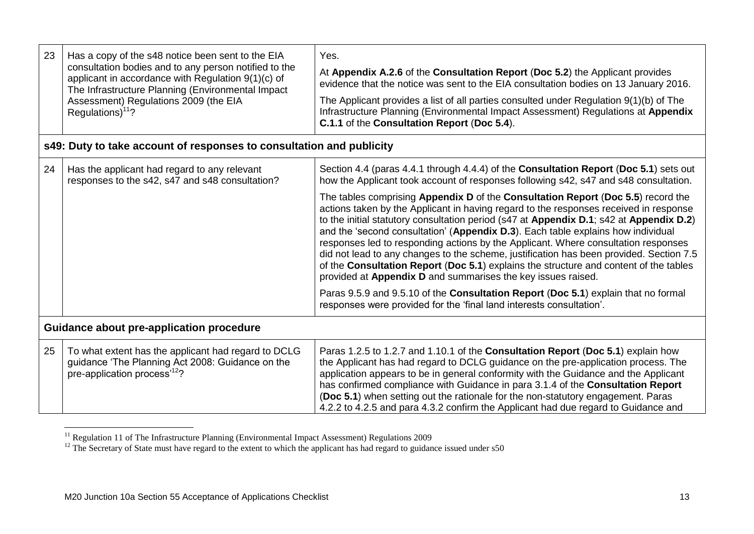| | | |
|---|---|---|
| 23 | Has a copy of the s48 notice been sent to the EIA consultation bodies and to any person notified to the applicant in accordance with Regulation 9(1)(c) of The Infrastructure Planning (Environmental Impact Assessment) Regulations 2009 (the EIA Regulations)[11]? | Yes.<br><br>At **Appendix A.2.6** of the **Consultation Report** (**Doc 5.2**) the Applicant provides evidence that the notice was sent to the EIA consultation bodies on 13 January 2016.<br><br>The Applicant provides a list of all parties consulted under Regulation 9(1)(b) of The Infrastructure Planning (Environmental Impact Assessment) Regulations at **Appendix C.1.1** of the **Consultation Report** (**Doc 5.4**). |
| **s49: Duty to take account of responses to consultation and publicity** | | |
| 24 | Has the applicant had regard to any relevant responses to the s42, s47 and s48 consultation? | Section 4.4 (paras 4.4.1 through 4.4.4) of the **Consultation Report** (**Doc 5.1**) sets out how the Applicant took account of responses following s42, s47 and s48 consultation.<br><br>The tables comprising **Appendix D** of the **Consultation Report** (**Doc 5.5**) record the actions taken by the Applicant in having regard to the responses received in response to the initial statutory consultation period (s47 at **Appendix D.1**; s42 at **Appendix D.2**) and the 'second consultation' (**Appendix D.3**). Each table explains how individual responses led to responding actions by the Applicant. Where consultation responses did not lead to any changes to the scheme, justification has been provided. Section 7.5 of the **Consultation Report** (**Doc 5.1**) explains the structure and content of the tables provided at **Appendix D** and summarises the key issues raised.<br><br>Paras 9.5.9 and 9.5.10 of the **Consultation Report** (**Doc 5.1**) explain that no formal responses were provided for the 'final land interests consultation'. |
| **Guidance about pre-application procedure** | | |
| 25 | To what extent has the applicant had regard to DCLG guidance 'The Planning Act 2008: Guidance on the pre-application process'[12]? | Paras 1.2.5 to 1.2.7 and 1.10.1 of the **Consultation Report** (**Doc 5.1**) explain how the Applicant has had regard to DCLG guidance on the pre-application process. The application appears to be in general conformity with the Guidance and the Applicant has confirmed compliance with Guidance in para 3.1.4 of the **Consultation Report** (**Doc 5.1**) when setting out the rationale for the non-statutory engagement. Paras 4.2.2 to 4.2.5 and para 4.3.2 confirm the Applicant had due regard to Guidance and |

[11] Regulation 11 of The Infrastructure Planning (Environmental Impact Assessment) Regulations 2009

[12] The Secretary of State must have regard to the extent to which the applicant has had regard to guidance issued under s50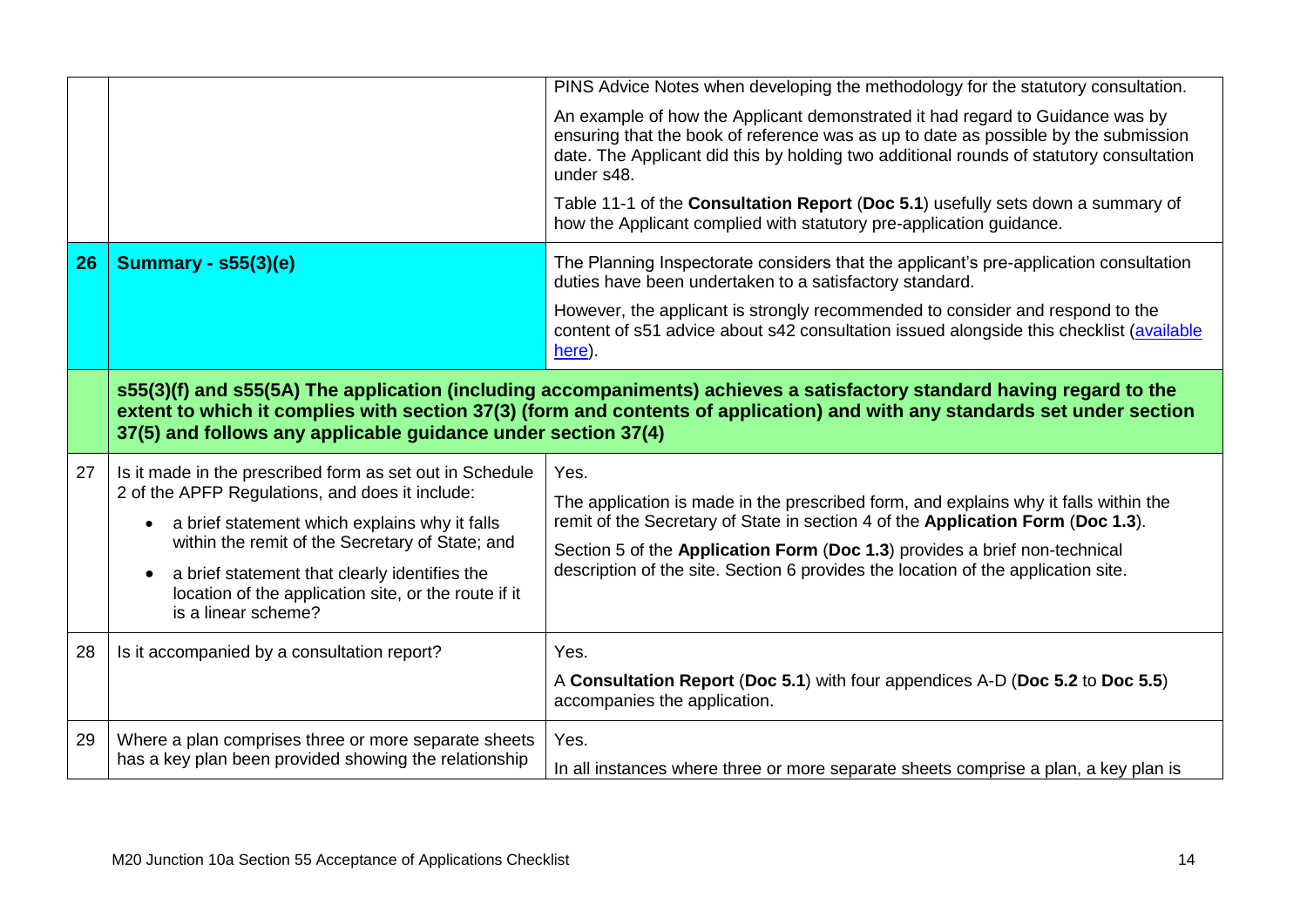| | | |
|---|---|---|
| | | PINS Advice Notes when developing the methodology for the statutory consultation.<br><br>An example of how the Applicant demonstrated it had regard to Guidance was by ensuring that the book of reference was as up to date as possible by the submission date. The Applicant did this by holding two additional rounds of statutory consultation under s48.<br><br>Table 11-1 of the **Consultation Report** (**Doc 5.1**) usefully sets down a summary of how the Applicant complied with statutory pre-application guidance. |
| **26** | **Summary - s55(3)(e)** | The Planning Inspectorate considers that the applicant's pre-application consultation duties have been undertaken to a satisfactory standard.<br><br>However, the applicant is strongly recommended to consider and respond to the content of s51 advice about s42 consultation issued alongside this checklist (available here). |
| | **s55(3)(f) and s55(5A) The application (including accompaniments) achieves a satisfactory standard having regard to the extent to which it complies with section 37(3) (form and contents of application) and with any standards set under section 37(5) and follows any applicable guidance under section 37(4)** | |
| 27 | Is it made in the prescribed form as set out in Schedule 2 of the APFP Regulations, and does it include:<br>• a brief statement which explains why it falls within the remit of the Secretary of State; and<br>• a brief statement that clearly identifies the location of the application site, or the route if it is a linear scheme? | Yes.<br><br>The application is made in the prescribed form, and explains why it falls within the remit of the Secretary of State in section 4 of the **Application Form** (**Doc 1.3**).<br><br>Section 5 of the **Application Form** (**Doc 1.3**) provides a brief non-technical description of the site. Section 6 provides the location of the application site. |
| 28 | Is it accompanied by a consultation report? | Yes.<br><br>A **Consultation Report** (**Doc 5.1**) with four appendices A-D (**Doc 5.2** to **Doc 5.5**) accompanies the application. |
| 29 | Where a plan comprises three or more separate sheets has a key plan been provided showing the relationship | Yes.<br><br>In all instances where three or more separate sheets comprise a plan, a key plan is |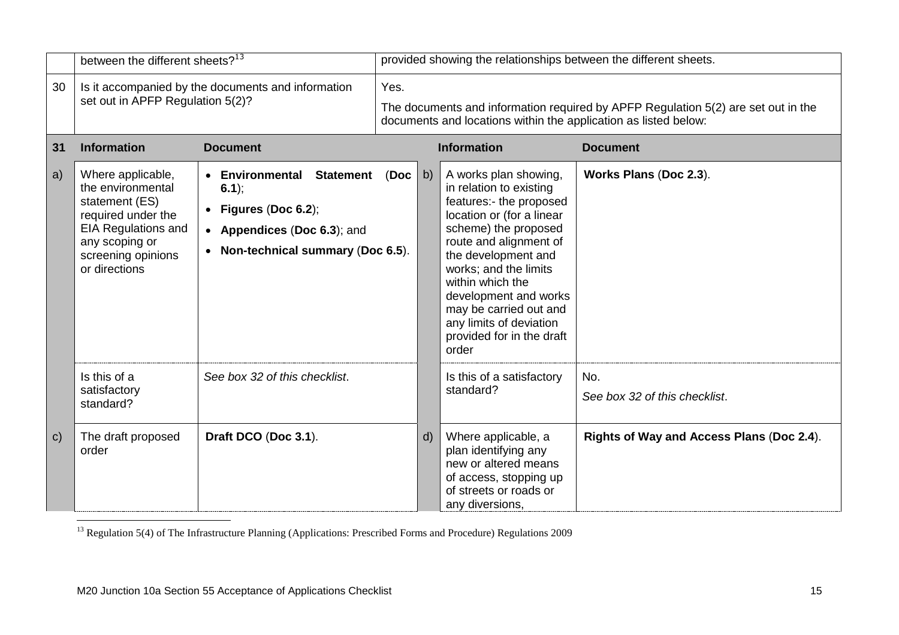| | | |
|---|---|---|
| | between the different sheets?[13] | provided showing the relationships between the different sheets. |
| 30 | Is it accompanied by the documents and information set out in APFP Regulation 5(2)? | Yes.<br><br>The documents and information required by APFP Regulation 5(2) are set out in the documents and locations within the application as listed below: |

| 31 | Information | Document | | Information | Document |
|---|---|---|---|---|---|
| a) | Where applicable, the environmental statement (ES) required under the EIA Regulations and any scoping or screening opinions or directions | • **Environmental Statement** (**Doc 6.1**);<br>• **Figures** (**Doc 6.2**);<br>• **Appendices** (**Doc 6.3**); and<br>• **Non-technical summary** (**Doc 6.5**). | b) | A works plan showing, in relation to existing features:- the proposed location or (for a linear scheme) the proposed route and alignment of the development and works; and the limits within which the development and works may be carried out and any limits of deviation provided for in the draft order | **Works Plans** (**Doc 2.3**). |
| | Is this of a satisfactory standard? | *See box 32 of this checklist*. | | Is this of a satisfactory standard? | No.<br>*See box 32 of this checklist*. |
| c) | The draft proposed order | **Draft DCO** (**Doc 3.1**). | d) | Where applicable, a plan identifying any new or altered means of access, stopping up of streets or roads or any diversions, | **Rights of Way and Access Plans** (**Doc 2.4**). |

[13] Regulation 5(4) of The Infrastructure Planning (Applications: Prescribed Forms and Procedure) Regulations 2009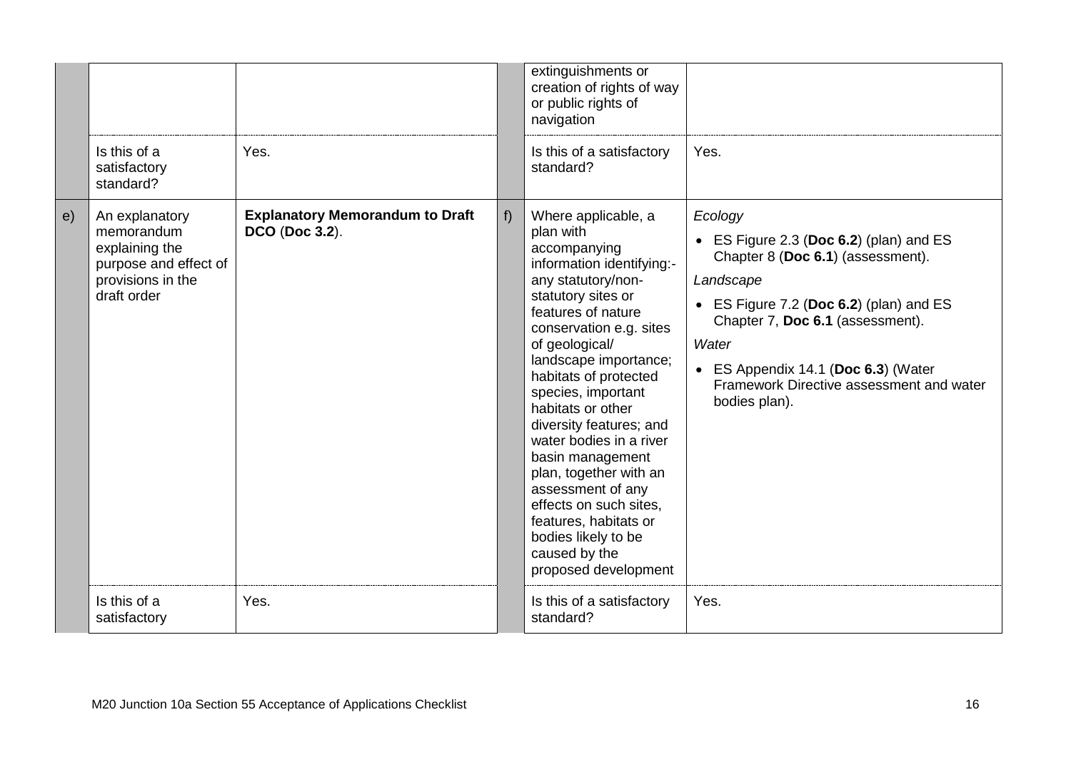| | | | | | |
|---|---|---|---|---|---|
| | | | | extinguishments or creation of rights of way or public rights of navigation | |
| | Is this of a satisfactory standard? | Yes. | | Is this of a satisfactory standard? | Yes. |
| e) | An explanatory memorandum explaining the purpose and effect of provisions in the draft order | **Explanatory Memorandum to Draft DCO** (**Doc 3.2**). | f) | Where applicable, a plan with accompanying information identifying:- any statutory/non-statutory sites or features of nature conservation e.g. sites of geological/ landscape importance; habitats of protected species, important habitats or other diversity features; and water bodies in a river basin management plan, together with an assessment of any effects on such sites, features, habitats or bodies likely to be caused by the proposed development | *Ecology*<br>• ES Figure 2.3 (**Doc 6.2**) (plan) and ES Chapter 8 (**Doc 6.1**) (assessment).<br>*Landscape*<br>• ES Figure 7.2 (**Doc 6.2**) (plan) and ES Chapter 7, **Doc 6.1** (assessment).<br>*Water*<br>• ES Appendix 14.1 (**Doc 6.3**) (Water Framework Directive assessment and water bodies plan). |
| | Is this of a satisfactory | Yes. | | Is this of a satisfactory standard? | Yes. |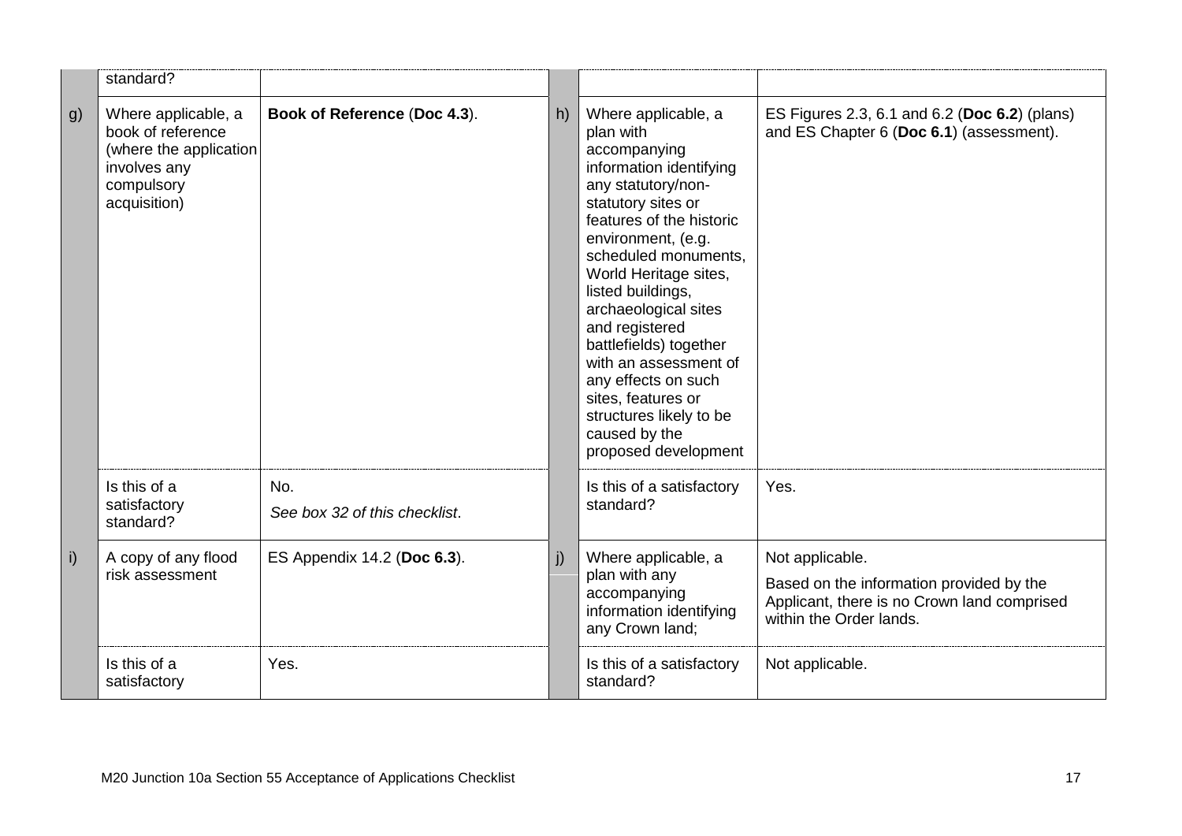| | | | | | |
|---|---|---|---|---|---|
| | standard? | | | | |
| g) | Where applicable, a book of reference (where the application involves any compulsory acquisition) | **Book of Reference** (**Doc 4.3**). | h) | Where applicable, a plan with accompanying information identifying any statutory/non-statutory sites or features of the historic environment, (e.g. scheduled monuments, World Heritage sites, listed buildings, archaeological sites and registered battlefields) together with an assessment of any effects on such sites, features or structures likely to be caused by the proposed development | ES Figures 2.3, 6.1 and 6.2 (**Doc 6.2**) (plans) and ES Chapter 6 (**Doc 6.1**) (assessment). |
| | Is this of a satisfactory standard? | No.<br>*See box 32 of this checklist*. | | Is this of a satisfactory standard? | Yes. |
| i) | A copy of any flood risk assessment | ES Appendix 14.2 (**Doc 6.3**). | j) | Where applicable, a plan with any accompanying information identifying any Crown land; | Not applicable.<br>Based on the information provided by the Applicant, there is no Crown land comprised within the Order lands. |
| | Is this of a satisfactory | Yes. | | Is this of a satisfactory standard? | Not applicable. |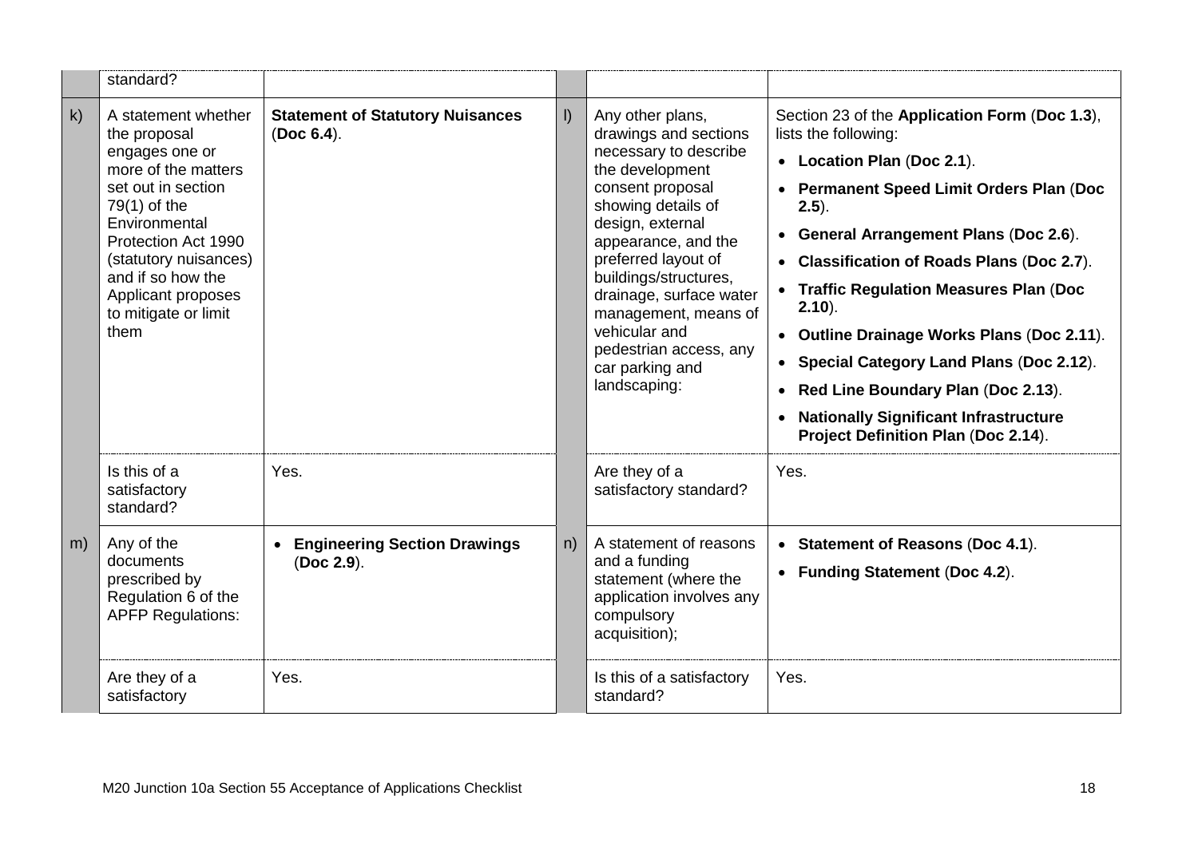| | | | | | |
|---|---|---|---|---|---|
| | standard? | | | | |
| k) | A statement whether the proposal engages one or more of the matters set out in section 79(1) of the Environmental Protection Act 1990 (statutory nuisances) and if so how the Applicant proposes to mitigate or limit them | **Statement of Statutory Nuisances** (**Doc 6.4**). | l) | Any other plans, drawings and sections necessary to describe the development consent proposal showing details of design, external appearance, and the preferred layout of buildings/structures, drainage, surface water management, means of vehicular and pedestrian access, any car parking and landscaping: | Section 23 of the **Application Form** (**Doc 1.3**), lists the following:<br>• **Location Plan** (**Doc 2.1**).<br>• **Permanent Speed Limit Orders Plan** (**Doc 2.5**).<br>• **General Arrangement Plans** (**Doc 2.6**).<br>• **Classification of Roads Plans** (**Doc 2.7**).<br>• **Traffic Regulation Measures Plan** (**Doc 2.10**).<br>• **Outline Drainage Works Plans** (**Doc 2.11**).<br>• **Special Category Land Plans** (**Doc 2.12**).<br>• **Red Line Boundary Plan** (**Doc 2.13**).<br>• **Nationally Significant Infrastructure Project Definition Plan** (**Doc 2.14**). |
| | Is this of a satisfactory standard? | Yes. | | Are they of a satisfactory standard? | Yes. |
| m) | Any of the documents prescribed by Regulation 6 of the APFP Regulations: | • **Engineering Section Drawings** (**Doc 2.9**). | n) | A statement of reasons and a funding statement (where the application involves any compulsory acquisition); | • **Statement of Reasons** (**Doc 4.1**).<br>• **Funding Statement** (**Doc 4.2**). |
| | Are they of a satisfactory | Yes. | | Is this of a satisfactory standard? | Yes. |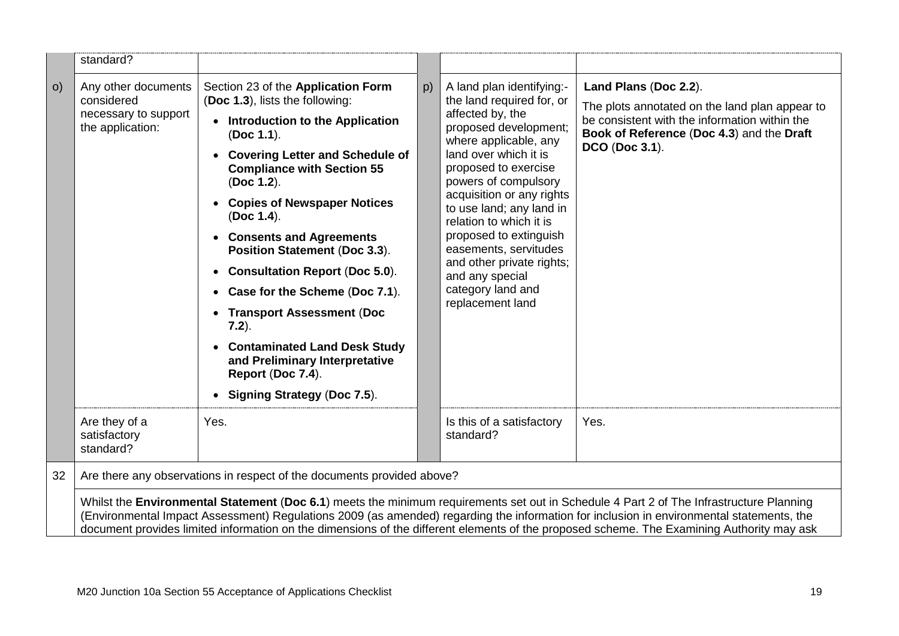|  |  |  |  |  |  |
|---|---|---|---|---|---|
|  | standard? |  |  |  |  |
| o) | Any other documents considered necessary to support the application: | Section 23 of the **Application Form** (**Doc 1.3**), lists the following:<br>• **Introduction to the Application** (**Doc 1.1**).<br>• **Covering Letter and Schedule of Compliance with Section 55** (**Doc 1.2**).<br>• **Copies of Newspaper Notices** (**Doc 1.4**).<br>• **Consents and Agreements Position Statement** (**Doc 3.3**).<br>• **Consultation Report** (**Doc 5.0**).<br>• **Case for the Scheme** (**Doc 7.1**).<br>• **Transport Assessment** (**Doc 7.2**).<br>• **Contaminated Land Desk Study and Preliminary Interpretative Report** (**Doc 7.4**).<br>• **Signing Strategy** (**Doc 7.5**). | p) | A land plan identifying:- the land required for, or affected by, the proposed development; where applicable, any land over which it is proposed to exercise powers of compulsory acquisition or any rights to use land; any land in relation to which it is proposed to extinguish easements, servitudes and other private rights; and any special category land and replacement land | **Land Plans** (**Doc 2.2**).<br>The plots annotated on the land plan appear to be consistent with the information within the **Book of Reference** (**Doc 4.3**) and the **Draft DCO** (**Doc 3.1**). |
|  | Are they of a satisfactory standard? | Yes. |  | Is this of a satisfactory standard? | Yes. |
| 32 | Are there any observations in respect of the documents provided above? |  |  |  |  |
|  | Whilst the **Environmental Statement** (**Doc 6.1**) meets the minimum requirements set out in Schedule 4 Part 2 of The Infrastructure Planning (Environmental Impact Assessment) Regulations 2009 (as amended) regarding the information for inclusion in environmental statements, the document provides limited information on the dimensions of the different elements of the proposed scheme. The Examining Authority may ask |  |  |  |  |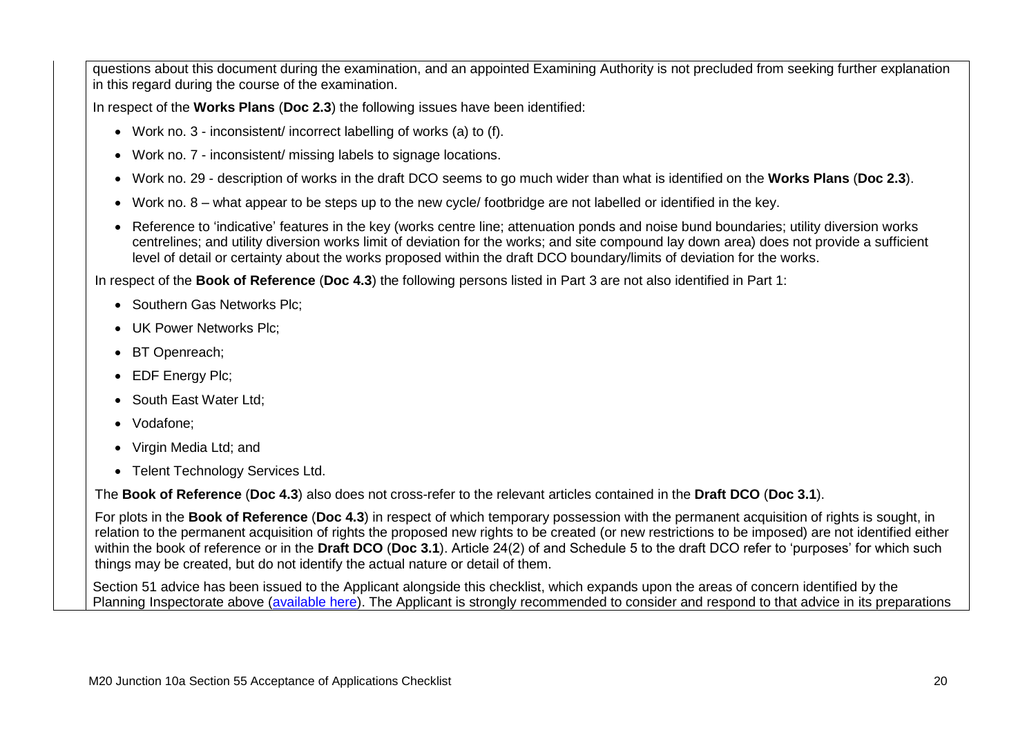questions about this document during the examination, and an appointed Examining Authority is not precluded from seeking further explanation in this regard during the course of the examination.

In respect of the **Works Plans** (**Doc 2.3**) the following issues have been identified:

- Work no. 3 - inconsistent/ incorrect labelling of works (a) to (f).
- Work no. 7 - inconsistent/ missing labels to signage locations.
- Work no. 29 - description of works in the draft DCO seems to go much wider than what is identified on the **Works Plans** (**Doc 2.3**).
- Work no. 8 – what appear to be steps up to the new cycle/ footbridge are not labelled or identified in the key.
- Reference to 'indicative' features in the key (works centre line; attenuation ponds and noise bund boundaries; utility diversion works centrelines; and utility diversion works limit of deviation for the works; and site compound lay down area) does not provide a sufficient level of detail or certainty about the works proposed within the draft DCO boundary/limits of deviation for the works.

In respect of the **Book of Reference** (**Doc 4.3**) the following persons listed in Part 3 are not also identified in Part 1:

- Southern Gas Networks Plc;
- UK Power Networks Plc;
- BT Openreach;
- EDF Energy Plc;
- South East Water Ltd;
- Vodafone;
- Virgin Media Ltd; and
- Telent Technology Services Ltd.

The **Book of Reference** (**Doc 4.3**) also does not cross-refer to the relevant articles contained in the **Draft DCO** (**Doc 3.1**).

For plots in the **Book of Reference** (**Doc 4.3**) in respect of which temporary possession with the permanent acquisition of rights is sought, in relation to the permanent acquisition of rights the proposed new rights to be created (or new restrictions to be imposed) are not identified either within the book of reference or in the **Draft DCO** (**Doc 3.1**). Article 24(2) of and Schedule 5 to the draft DCO refer to 'purposes' for which such things may be created, but do not identify the actual nature or detail of them.

Section 51 advice has been issued to the Applicant alongside this checklist, which expands upon the areas of concern identified by the Planning Inspectorate above (available here). The Applicant is strongly recommended to consider and respond to that advice in its preparations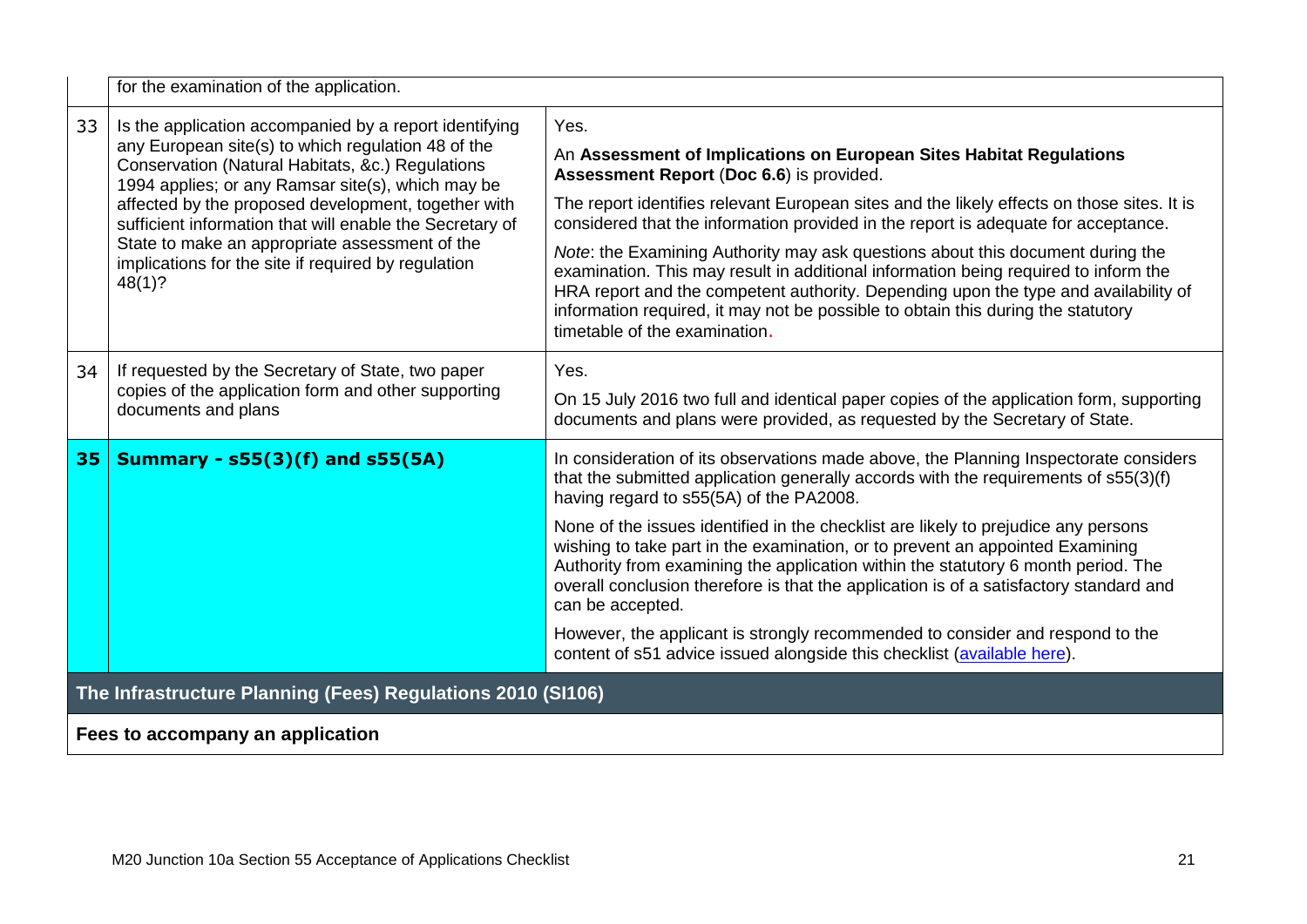| | | |
|---|---|---|
| | for the examination of the application. | |
| 33 | Is the application accompanied by a report identifying any European site(s) to which regulation 48 of the Conservation (Natural Habitats, &c.) Regulations 1994 applies; or any Ramsar site(s), which may be affected by the proposed development, together with sufficient information that will enable the Secretary of State to make an appropriate assessment of the implications for the site if required by regulation 48(1)? | Yes.<br><br>An **Assessment of Implications on European Sites Habitat Regulations Assessment Report** (**Doc 6.6**) is provided.<br><br>The report identifies relevant European sites and the likely effects on those sites. It is considered that the information provided in the report is adequate for acceptance.<br><br>*Note*: the Examining Authority may ask questions about this document during the examination. This may result in additional information being required to inform the HRA report and the competent authority. Depending upon the type and availability of information required, it may not be possible to obtain this during the statutory timetable of the examination. |
| 34 | If requested by the Secretary of State, two paper copies of the application form and other supporting documents and plans | Yes.<br><br>On 15 July 2016 two full and identical paper copies of the application form, supporting documents and plans were provided, as requested by the Secretary of State. |
| **35** | **Summary - s55(3)(f) and s55(5A)** | In consideration of its observations made above, the Planning Inspectorate considers that the submitted application generally accords with the requirements of s55(3)(f) having regard to s55(5A) of the PA2008.<br><br>None of the issues identified in the checklist are likely to prejudice any persons wishing to take part in the examination, or to prevent an appointed Examining Authority from examining the application within the statutory 6 month period. The overall conclusion therefore is that the application is of a satisfactory standard and can be accepted.<br><br>However, the applicant is strongly recommended to consider and respond to the content of s51 advice issued alongside this checklist (available here). |

**The Infrastructure Planning (Fees) Regulations 2010 (SI106)**

**Fees to accompany an application**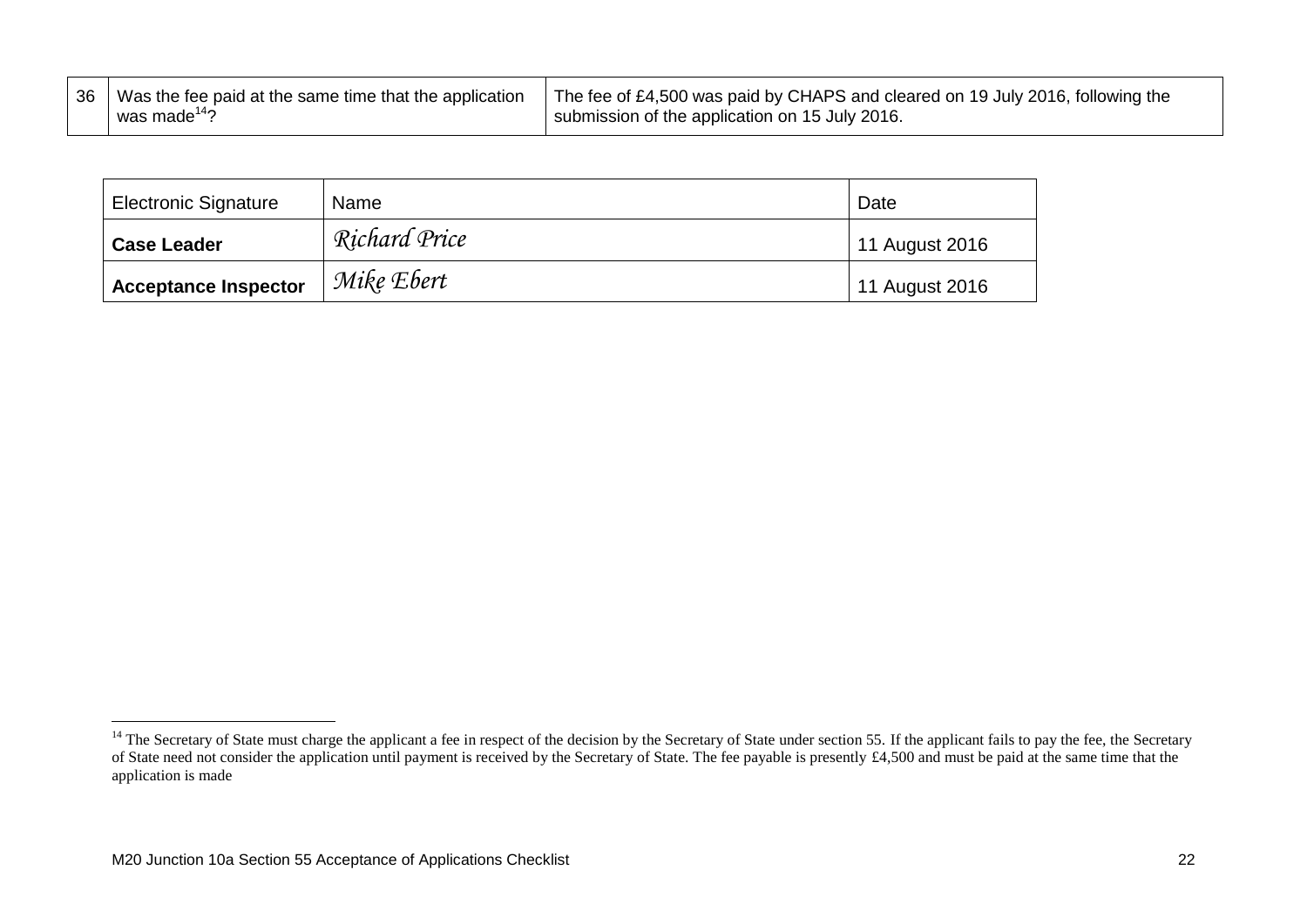| 36 | Was the fee paid at the same time that the application was made[14]? | The fee of £4,500 was paid by CHAPS and cleared on 19 July 2016, following the submission of the application on 15 July 2016. |
|---|---|---|

| Electronic Signature | Name | Date |
|---|---|---|
| **Case Leader** | *Richard Price* | 11 August 2016 |
| **Acceptance Inspector** | *Mike Ebert* | 11 August 2016 |

[14] The Secretary of State must charge the applicant a fee in respect of the decision by the Secretary of State under section 55. If the applicant fails to pay the fee, the Secretary of State need not consider the application until payment is received by the Secretary of State. The fee payable is presently £4,500 and must be paid at the same time that the application is made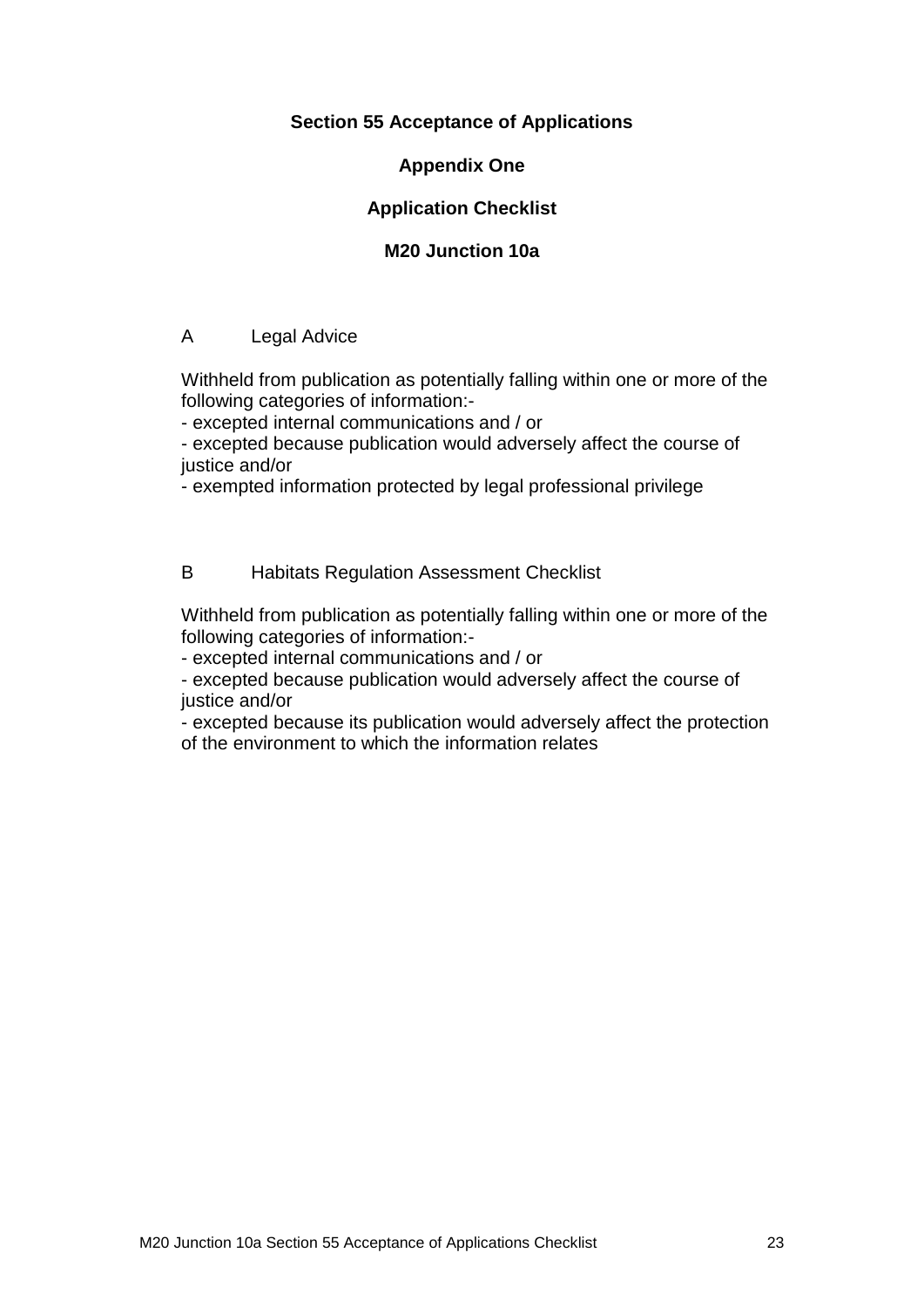**Section 55 Acceptance of Applications**

**Appendix One**

**Application Checklist**

**M20 Junction 10a**

A Legal Advice

Withheld from publication as potentially falling within one or more of the following categories of information:-
- excepted internal communications and / or
- excepted because publication would adversely affect the course of justice and/or
- exempted information protected by legal professional privilege

B Habitats Regulation Assessment Checklist

Withheld from publication as potentially falling within one or more of the following categories of information:-
- excepted internal communications and / or
- excepted because publication would adversely affect the course of justice and/or
- excepted because its publication would adversely affect the protection of the environment to which the information relates